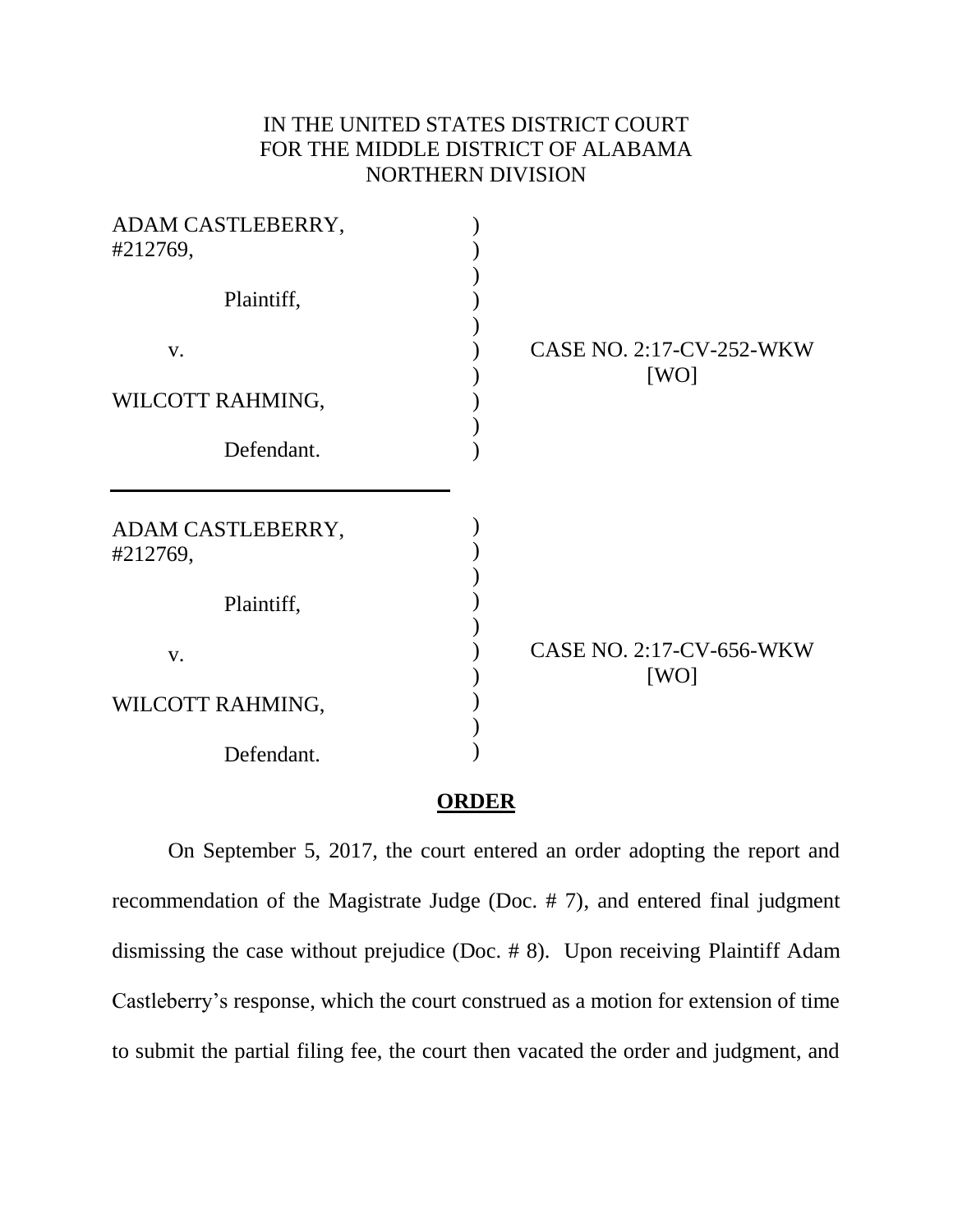IN THE UNITED STATES DISTRICT COURT
FOR THE MIDDLE DISTRICT OF ALABAMA
NORTHERN DIVISION

ADAM CASTLEBERRY, #212769,

Plaintiff,

v.

WILCOTT RAHMING,

Defendant.

CASE NO. 2:17-CV-252-WKW [WO]

---

ADAM CASTLEBERRY, #212769,

Plaintiff,

v.

WILCOTT RAHMING,

Defendant.

CASE NO. 2:17-CV-656-WKW [WO]

**ORDER**

On September 5, 2017, the court entered an order adopting the report and recommendation of the Magistrate Judge (Doc. # 7), and entered final judgment dismissing the case without prejudice (Doc. # 8). Upon receiving Plaintiff Adam Castleberry's response, which the court construed as a motion for extension of time to submit the partial filing fee, the court then vacated the order and judgment, and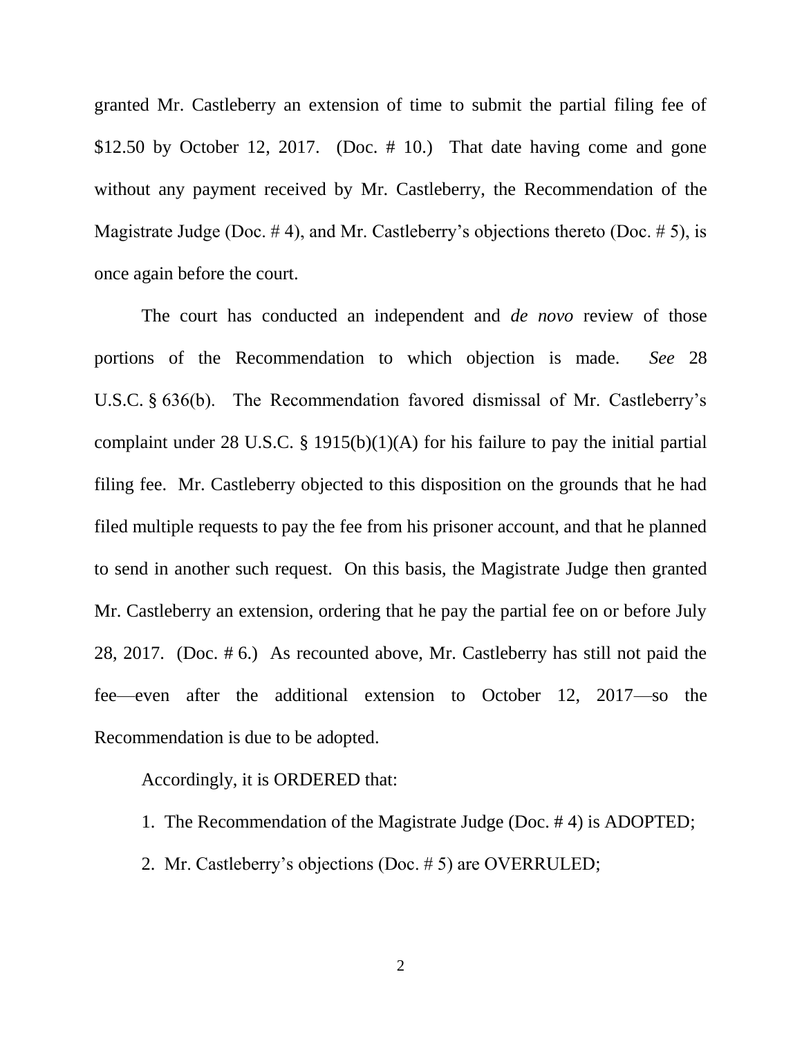granted Mr. Castleberry an extension of time to submit the partial filing fee of $12.50 by October 12, 2017. (Doc. # 10.) That date having come and gone without any payment received by Mr. Castleberry, the Recommendation of the Magistrate Judge (Doc. # 4), and Mr. Castleberry's objections thereto (Doc. # 5), is once again before the court.

The court has conducted an independent and *de novo* review of those portions of the Recommendation to which objection is made. *See* 28 U.S.C. § 636(b). The Recommendation favored dismissal of Mr. Castleberry's complaint under 28 U.S.C. § 1915(b)(1)(A) for his failure to pay the initial partial filing fee. Mr. Castleberry objected to this disposition on the grounds that he had filed multiple requests to pay the fee from his prisoner account, and that he planned to send in another such request. On this basis, the Magistrate Judge then granted Mr. Castleberry an extension, ordering that he pay the partial fee on or before July 28, 2017. (Doc. # 6.) As recounted above, Mr. Castleberry has still not paid the fee—even after the additional extension to October 12, 2017—so the Recommendation is due to be adopted.

Accordingly, it is ORDERED that:

1. The Recommendation of the Magistrate Judge (Doc. # 4) is ADOPTED;
2. Mr. Castleberry's objections (Doc. # 5) are OVERRULED;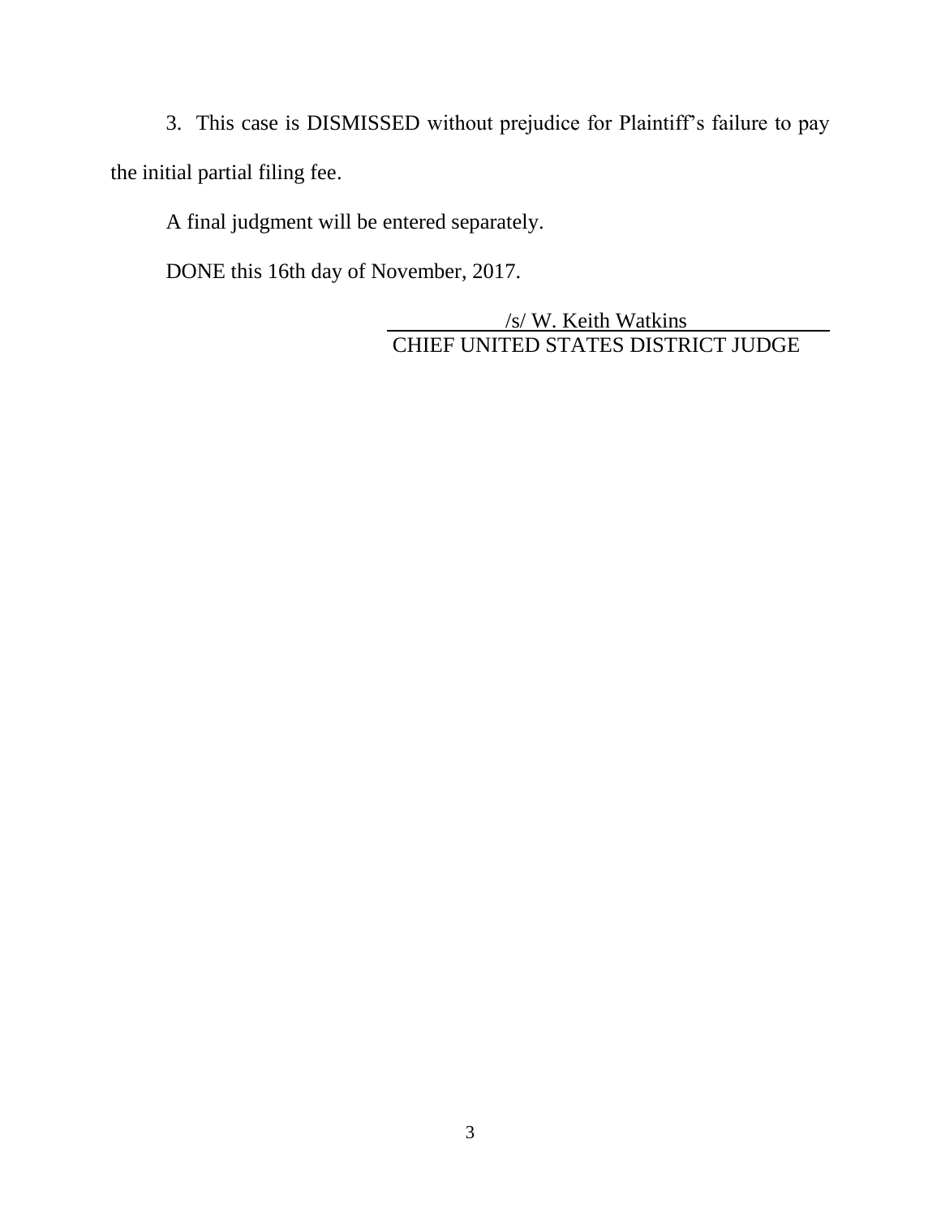3. This case is DISMISSED without prejudice for Plaintiff's failure to pay the initial partial filing fee.

A final judgment will be entered separately.

DONE this 16th day of November, 2017.

/s/ W. Keith Watkins
CHIEF UNITED STATES DISTRICT JUDGE